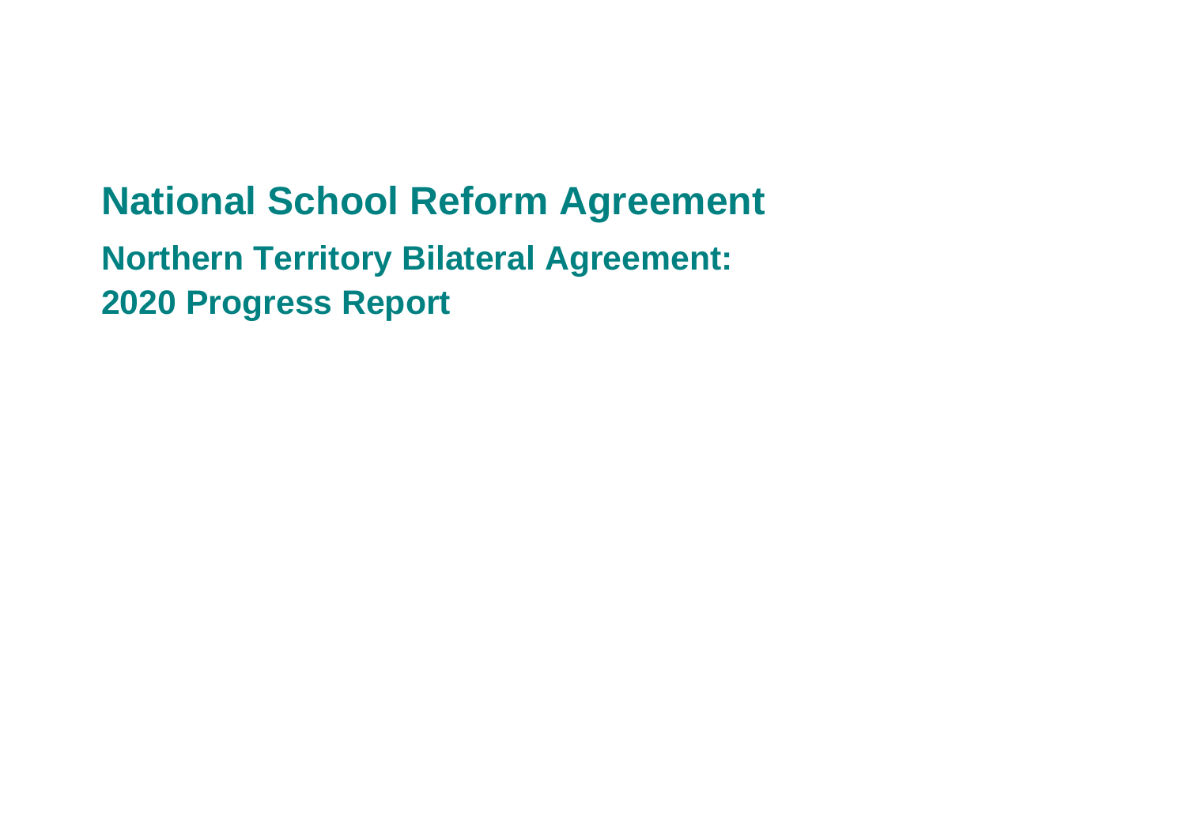# National School Reform Agreement

## Northern Territory Bilateral Agreement: 2020 Progress Report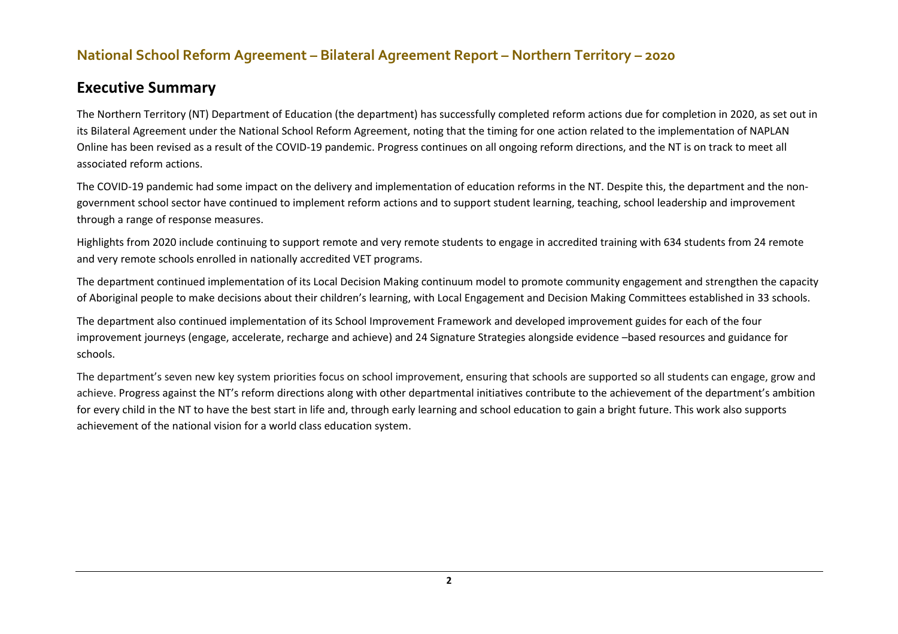## National School Reform Agreement – Bilateral Agreement Report – Northern Territory – 2020

# Executive Summary

The Northern Territory (NT) Department of Education (the department) has successfully completed reform actions due for completion in 2020, as set out in its Bilateral Agreement under the National School Reform Agreement, noting that the timing for one action related to the implementation of NAPLAN Online has been revised as a result of the COVID-19 pandemic. Progress continues on all ongoing reform directions, and the NT is on track to meet all associated reform actions.

The COVID-19 pandemic had some impact on the delivery and implementation of education reforms in the NT. Despite this, the department and the non-government school sector have continued to implement reform actions and to support student learning, teaching, school leadership and improvement through a range of response measures.

Highlights from 2020 include continuing to support remote and very remote students to engage in accredited training with 634 students from 24 remote and very remote schools enrolled in nationally accredited VET programs.

The department continued implementation of its Local Decision Making continuum model to promote community engagement and strengthen the capacity of Aboriginal people to make decisions about their children's learning, with Local Engagement and Decision Making Committees established in 33 schools.

The department also continued implementation of its School Improvement Framework and developed improvement guides for each of the four improvement journeys (engage, accelerate, recharge and achieve) and 24 Signature Strategies alongside evidence –based resources and guidance for schools.

The department's seven new key system priorities focus on school improvement, ensuring that schools are supported so all students can engage, grow and achieve. Progress against the NT's reform directions along with other departmental initiatives contribute to the achievement of the department's ambition for every child in the NT to have the best start in life and, through early learning and school education to gain a bright future. This work also supports achievement of the national vision for a world class education system.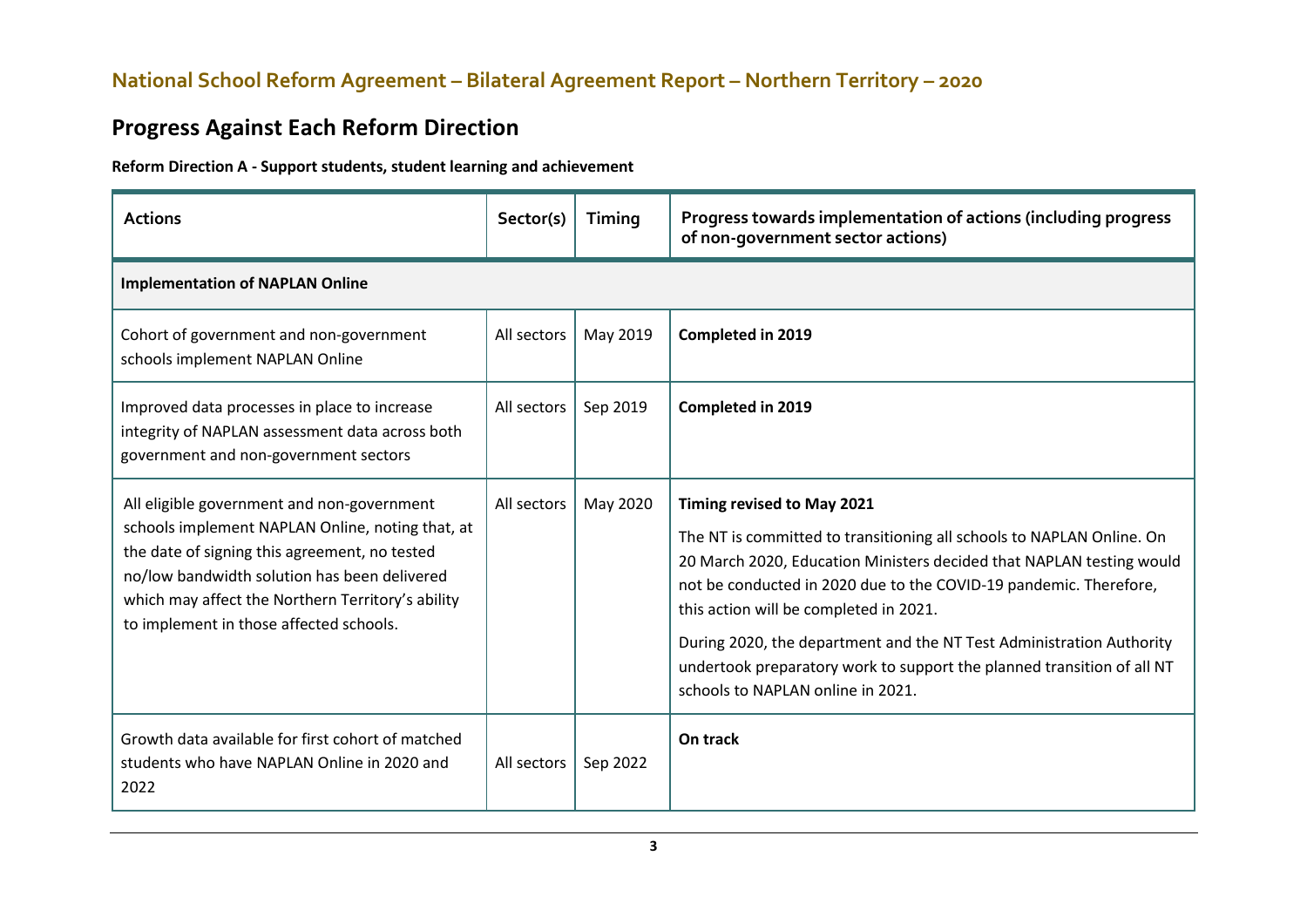## Progress Against Each Reform Direction

**Reform Direction A - Support students, student learning and achievement**

| Actions | Sector(s) | Timing | Progress towards implementation of actions (including progress of non-government sector actions) |
|---|---|---|---|
| **Implementation of NAPLAN Online** | | | |
| Cohort of government and non-government schools implement NAPLAN Online | All sectors | May 2019 | **Completed in 2019** |
| Improved data processes in place to increase integrity of NAPLAN assessment data across both government and non-government sectors | All sectors | Sep 2019 | **Completed in 2019** |
| All eligible government and non-government schools implement NAPLAN Online, noting that, at the date of signing this agreement, no tested no/low bandwidth solution has been delivered which may affect the Northern Territory's ability to implement in those affected schools. | All sectors | May 2020 | **Timing revised to May 2021**<br><br>The NT is committed to transitioning all schools to NAPLAN Online. On 20 March 2020, Education Ministers decided that NAPLAN testing would not be conducted in 2020 due to the COVID-19 pandemic. Therefore, this action will be completed in 2021.<br><br>During 2020, the department and the NT Test Administration Authority undertook preparatory work to support the planned transition of all NT schools to NAPLAN online in 2021. |
| Growth data available for first cohort of matched students who have NAPLAN Online in 2020 and 2022 | All sectors | Sep 2022 | **On track** |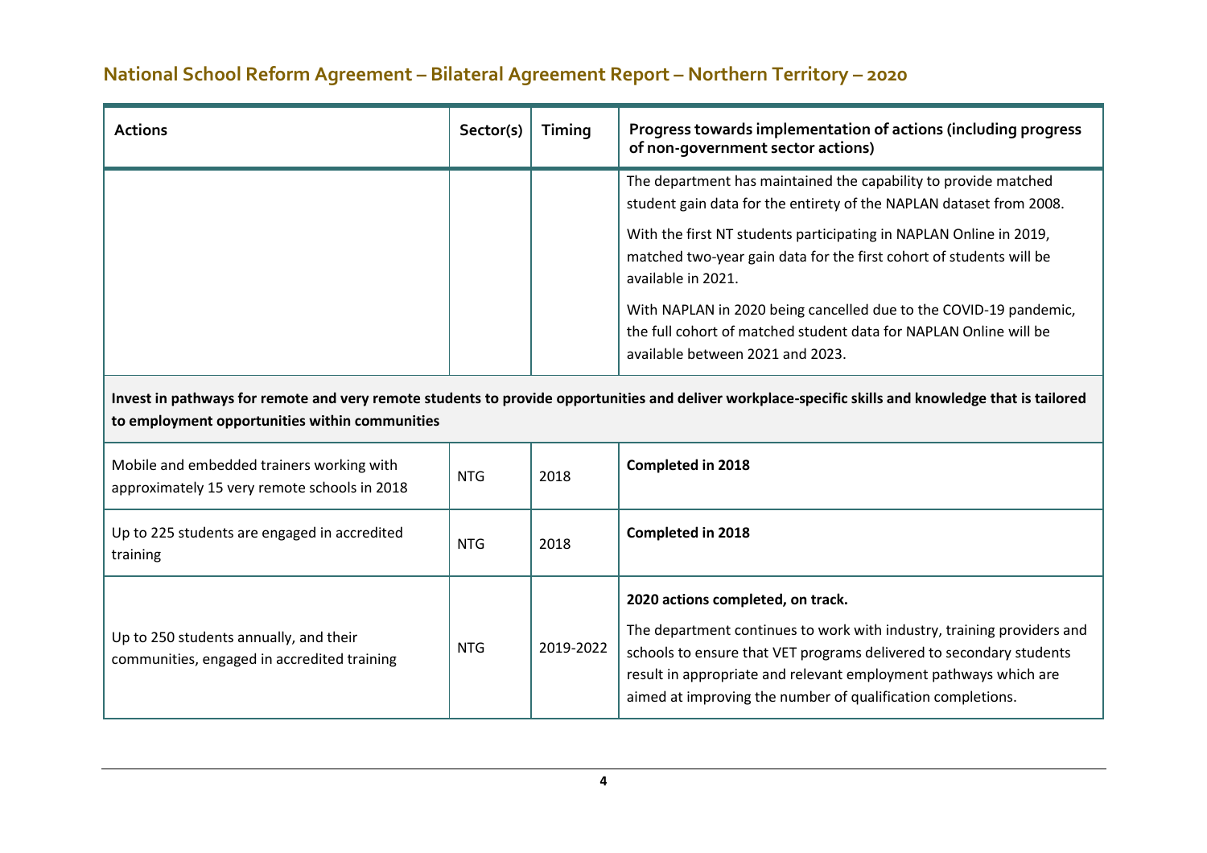## National School Reform Agreement – Bilateral Agreement Report – Northern Territory – 2020

| Actions | Sector(s) | Timing | Progress towards implementation of actions (including progress of non-government sector actions) |
|---|---|---|---|
| | | | The department has maintained the capability to provide matched student gain data for the entirety of the NAPLAN dataset from 2008.<br><br>With the first NT students participating in NAPLAN Online in 2019, matched two-year gain data for the first cohort of students will be available in 2021.<br><br>With NAPLAN in 2020 being cancelled due to the COVID-19 pandemic, the full cohort of matched student data for NAPLAN Online will be available between 2021 and 2023. |
| **Invest in pathways for remote and very remote students to provide opportunities and deliver workplace-specific skills and knowledge that is tailored to employment opportunities within communities** | | | |
| Mobile and embedded trainers working with approximately 15 very remote schools in 2018 | NTG | 2018 | **Completed in 2018** |
| Up to 225 students are engaged in accredited training | NTG | 2018 | **Completed in 2018** |
| Up to 250 students annually, and their communities, engaged in accredited training | NTG | 2019-2022 | **2020 actions completed, on track.**<br><br>The department continues to work with industry, training providers and schools to ensure that VET programs delivered to secondary students result in appropriate and relevant employment pathways which are aimed at improving the number of qualification completions. |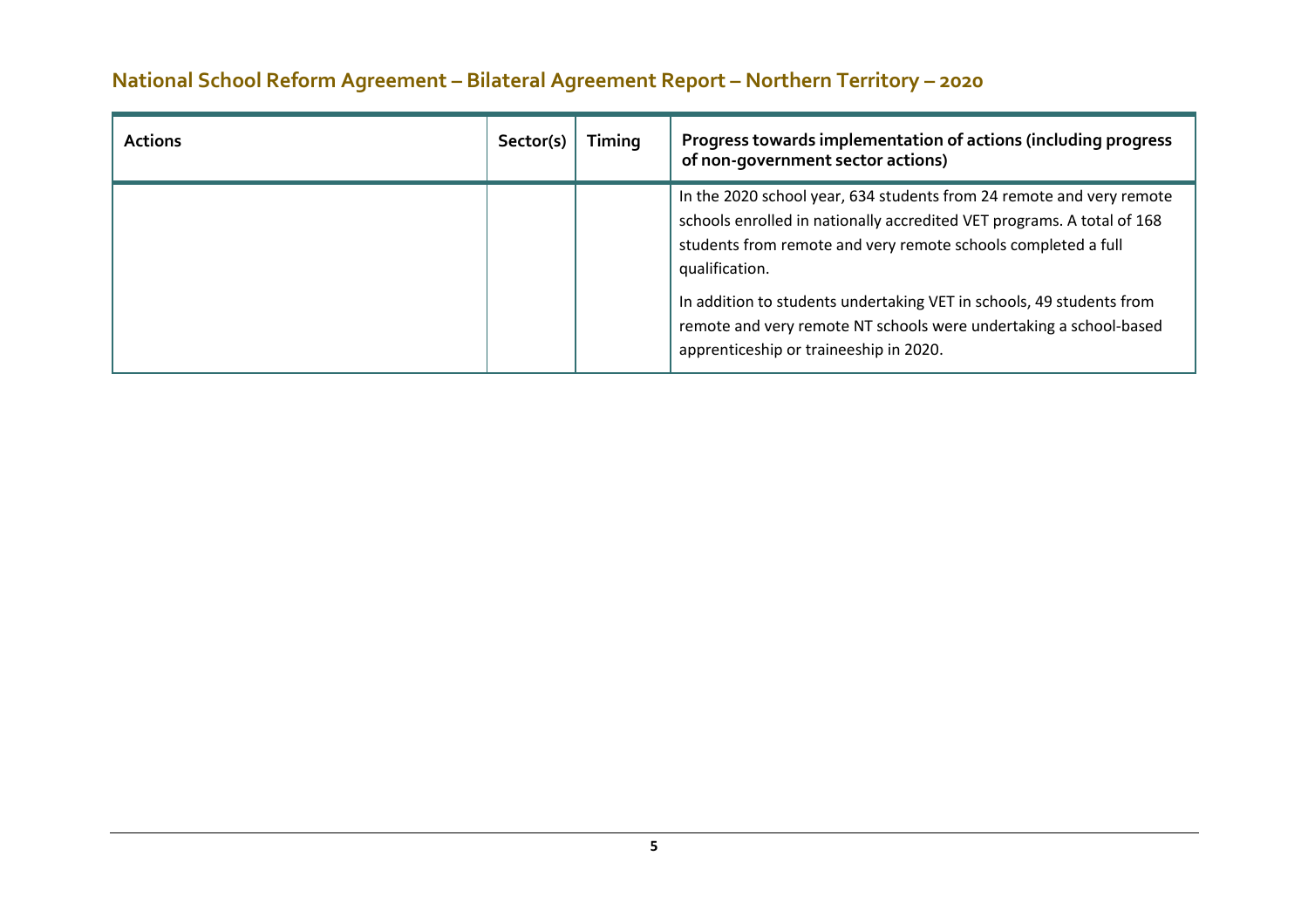| Actions | Sector(s) | Timing | Progress towards implementation of actions (including progress of non-government sector actions) |
|---|---|---|---|
| | | | In the 2020 school year, 634 students from 24 remote and very remote schools enrolled in nationally accredited VET programs. A total of 168 students from remote and very remote schools completed a full qualification.<br><br>In addition to students undertaking VET in schools, 49 students from remote and very remote NT schools were undertaking a school-based apprenticeship or traineeship in 2020. |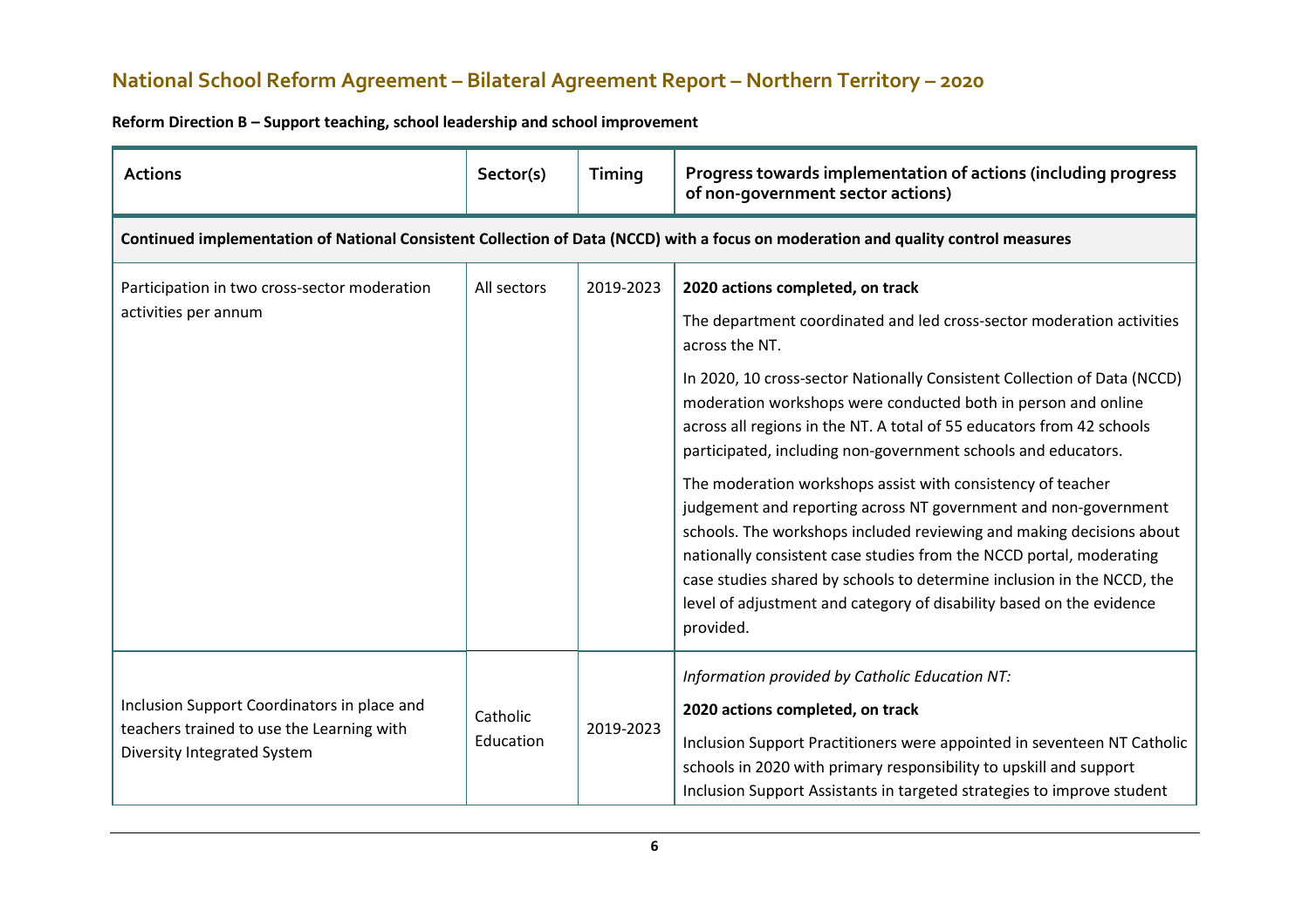## National School Reform Agreement – Bilateral Agreement Report – Northern Territory – 2020

**Reform Direction B – Support teaching, school leadership and school improvement**

| Actions | Sector(s) | Timing | Progress towards implementation of actions (including progress of non-government sector actions) |
|---|---|---|---|
| **Continued implementation of National Consistent Collection of Data (NCCD) with a focus on moderation and quality control measures** | | | |
| Participation in two cross-sector moderation activities per annum | All sectors | 2019-2023 | **2020 actions completed, on track**<br><br>The department coordinated and led cross-sector moderation activities across the NT.<br><br>In 2020, 10 cross-sector Nationally Consistent Collection of Data (NCCD) moderation workshops were conducted both in person and online across all regions in the NT. A total of 55 educators from 42 schools participated, including non-government schools and educators.<br><br>The moderation workshops assist with consistency of teacher judgement and reporting across NT government and non-government schools. The workshops included reviewing and making decisions about nationally consistent case studies from the NCCD portal, moderating case studies shared by schools to determine inclusion in the NCCD, the level of adjustment and category of disability based on the evidence provided. |
| Inclusion Support Coordinators in place and teachers trained to use the Learning with Diversity Integrated System | Catholic Education | 2019-2023 | *Information provided by Catholic Education NT:*<br><br>**2020 actions completed, on track**<br><br>Inclusion Support Practitioners were appointed in seventeen NT Catholic schools in 2020 with primary responsibility to upskill and support Inclusion Support Assistants in targeted strategies to improve student |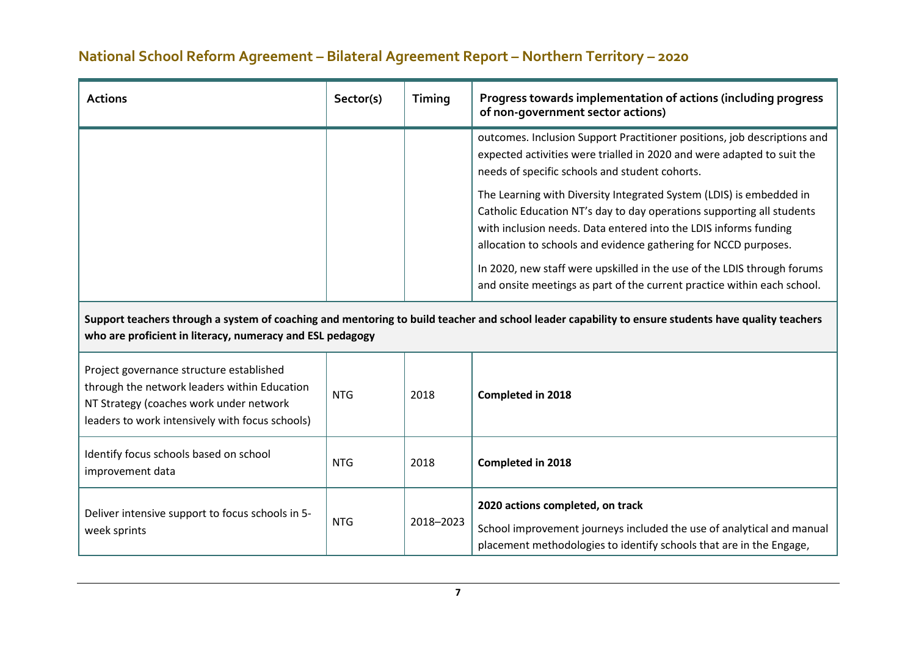| Actions | Sector(s) | Timing | Progress towards implementation of actions (including progress of non-government sector actions) |
|---|---|---|---|
| | | | outcomes. Inclusion Support Practitioner positions, job descriptions and expected activities were trialled in 2020 and were adapted to suit the needs of specific schools and student cohorts.<br><br>The Learning with Diversity Integrated System (LDIS) is embedded in Catholic Education NT's day to day operations supporting all students with inclusion needs. Data entered into the LDIS informs funding allocation to schools and evidence gathering for NCCD purposes.<br><br>In 2020, new staff were upskilled in the use of the LDIS through forums and onsite meetings as part of the current practice within each school. |
| **Support teachers through a system of coaching and mentoring to build teacher and school leader capability to ensure students have quality teachers who are proficient in literacy, numeracy and ESL pedagogy** | | | |
| Project governance structure established through the network leaders within Education NT Strategy (coaches work under network leaders to work intensively with focus schools) | NTG | 2018 | **Completed in 2018** |
| Identify focus schools based on school improvement data | NTG | 2018 | **Completed in 2018** |
| Deliver intensive support to focus schools in 5-week sprints | NTG | 2018–2023 | **2020 actions completed, on track**<br><br>School improvement journeys included the use of analytical and manual placement methodologies to identify schools that are in the Engage, |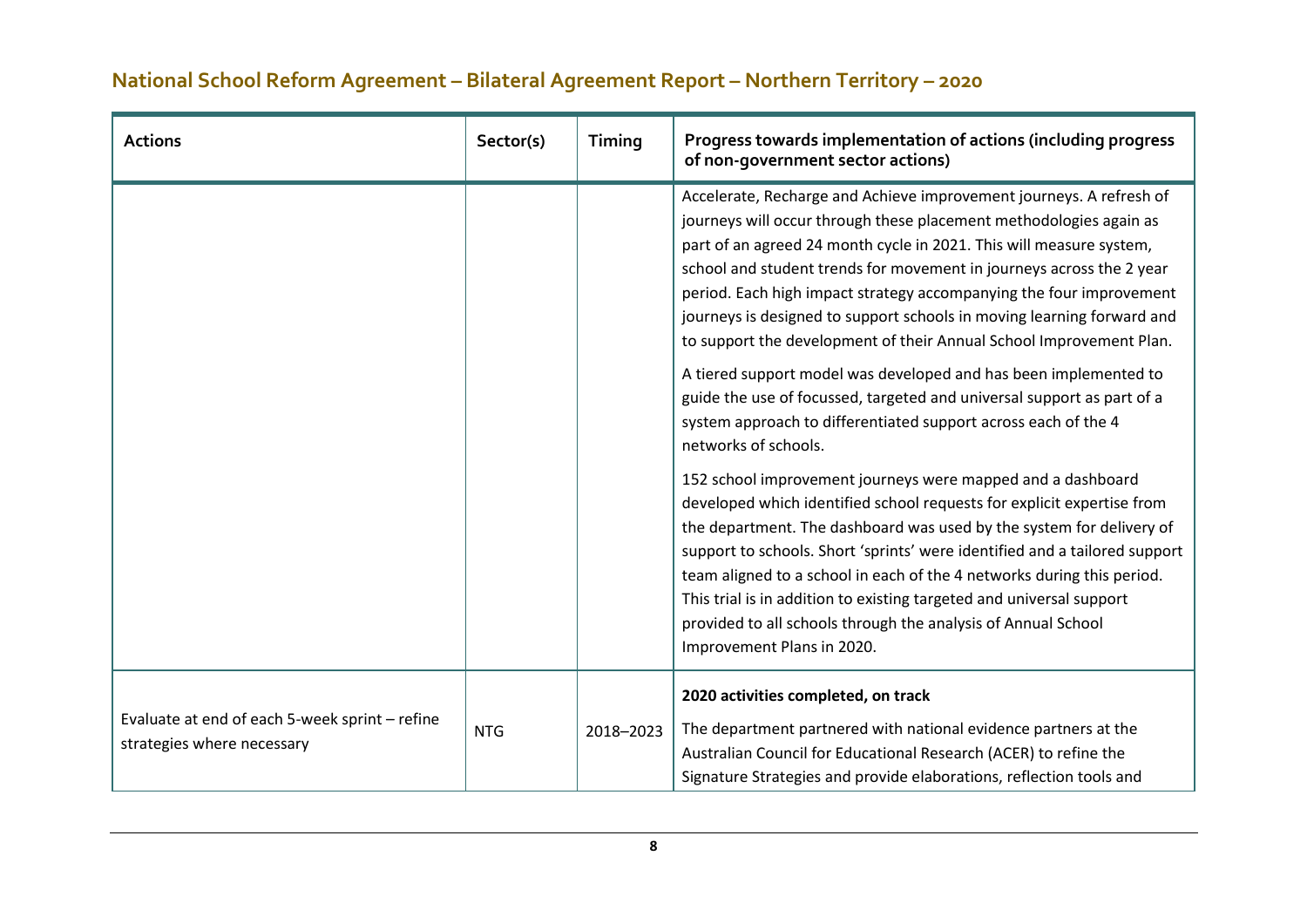## National School Reform Agreement – Bilateral Agreement Report – Northern Territory – 2020

| Actions | Sector(s) | Timing | Progress towards implementation of actions (including progress of non-government sector actions) |
|---|---|---|---|
| | | | Accelerate, Recharge and Achieve improvement journeys. A refresh of journeys will occur through these placement methodologies again as part of an agreed 24 month cycle in 2021. This will measure system, school and student trends for movement in journeys across the 2 year period. Each high impact strategy accompanying the four improvement journeys is designed to support schools in moving learning forward and to support the development of their Annual School Improvement Plan.<br><br>A tiered support model was developed and has been implemented to guide the use of focussed, targeted and universal support as part of a system approach to differentiated support across each of the 4 networks of schools.<br><br>152 school improvement journeys were mapped and a dashboard developed which identified school requests for explicit expertise from the department. The dashboard was used by the system for delivery of support to schools. Short 'sprints' were identified and a tailored support team aligned to a school in each of the 4 networks during this period. This trial is in addition to existing targeted and universal support provided to all schools through the analysis of Annual School Improvement Plans in 2020. |
| Evaluate at end of each 5-week sprint – refine strategies where necessary | NTG | 2018–2023 | **2020 activities completed, on track**<br><br>The department partnered with national evidence partners at the Australian Council for Educational Research (ACER) to refine the Signature Strategies and provide elaborations, reflection tools and |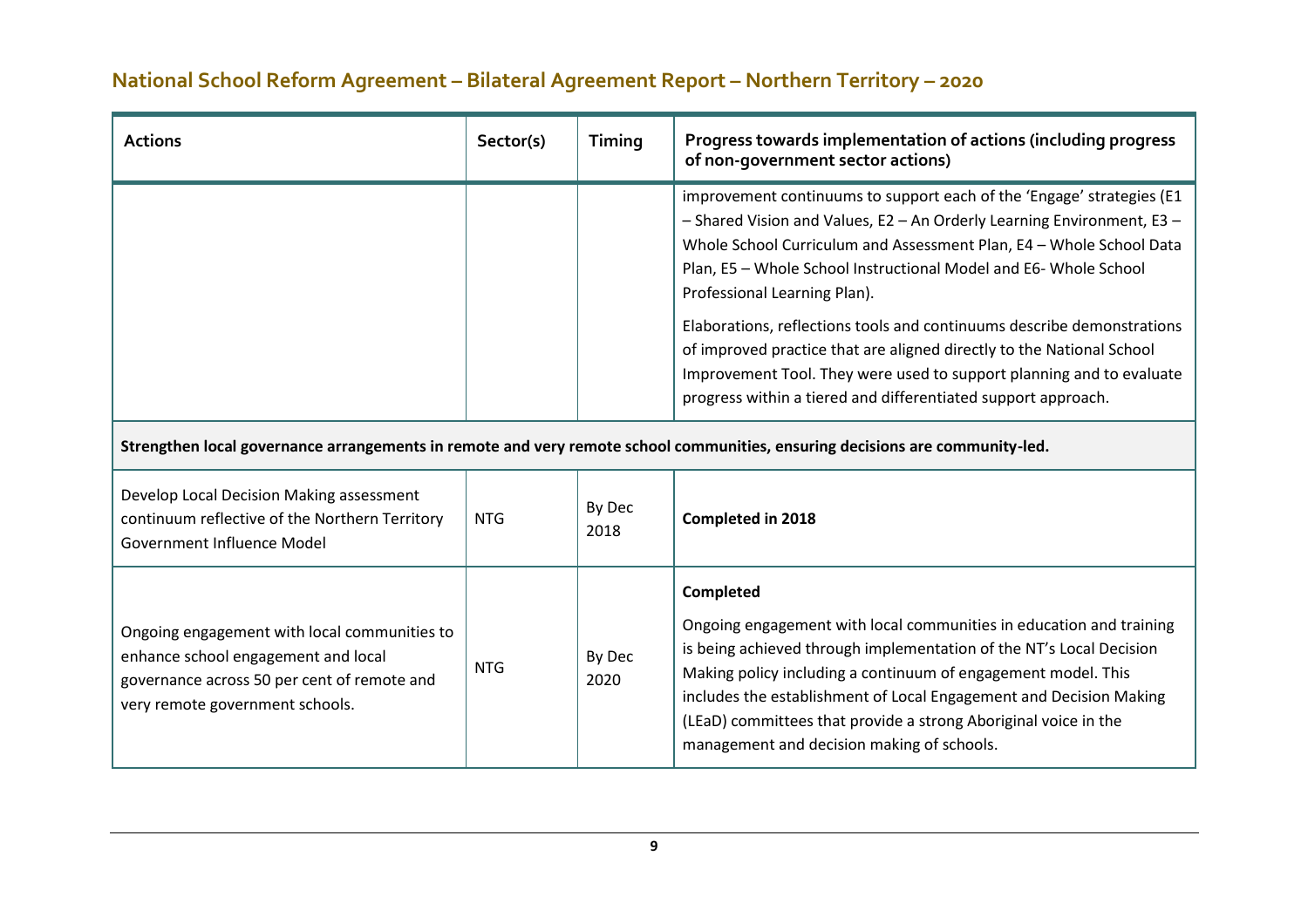| Actions | Sector(s) | Timing | Progress towards implementation of actions (including progress of non-government sector actions) |
|---|---|---|---|
| | | | improvement continuums to support each of the 'Engage' strategies (E1 – Shared Vision and Values, E2 – An Orderly Learning Environment, E3 – Whole School Curriculum and Assessment Plan, E4 – Whole School Data Plan, E5 – Whole School Instructional Model and E6- Whole School Professional Learning Plan). Elaborations, reflections tools and continuums describe demonstrations of improved practice that are aligned directly to the National School Improvement Tool. They were used to support planning and to evaluate progress within a tiered and differentiated support approach. |
| **Strengthen local governance arrangements in remote and very remote school communities, ensuring decisions are community-led.** | | | |
| Develop Local Decision Making assessment continuum reflective of the Northern Territory Government Influence Model | NTG | By Dec 2018 | **Completed in 2018** |
| Ongoing engagement with local communities to enhance school engagement and local governance across 50 per cent of remote and very remote government schools. | NTG | By Dec 2020 | **Completed** Ongoing engagement with local communities in education and training is being achieved through implementation of the NT's Local Decision Making policy including a continuum of engagement model. This includes the establishment of Local Engagement and Decision Making (LEaD) committees that provide a strong Aboriginal voice in the management and decision making of schools. |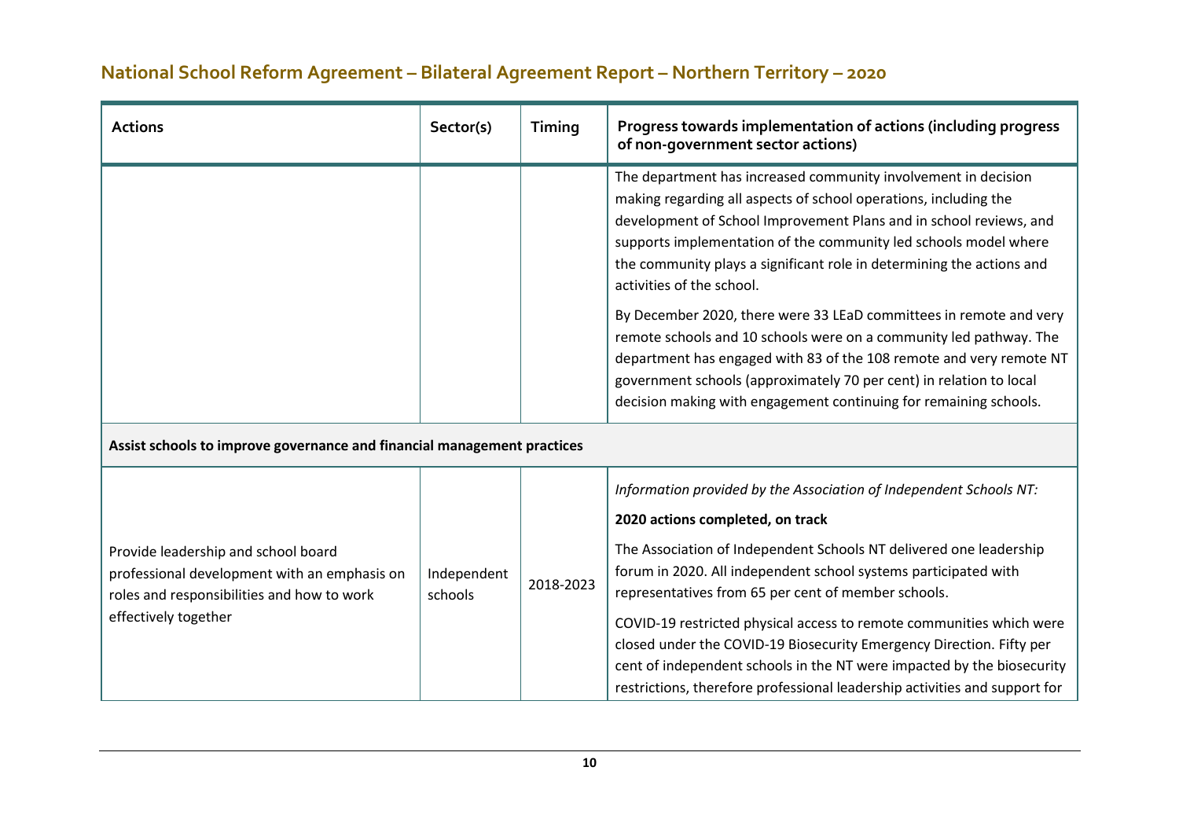## National School Reform Agreement – Bilateral Agreement Report – Northern Territory – 2020

| Actions | Sector(s) | Timing | Progress towards implementation of actions (including progress of non-government sector actions) |
|---|---|---|---|
| | | | The department has increased community involvement in decision making regarding all aspects of school operations, including the development of School Improvement Plans and in school reviews, and supports implementation of the community led schools model where the community plays a significant role in determining the actions and activities of the school.<br><br>By December 2020, there were 33 LEaD committees in remote and very remote schools and 10 schools were on a community led pathway. The department has engaged with 83 of the 108 remote and very remote NT government schools (approximately 70 per cent) in relation to local decision making with engagement continuing for remaining schools. |
| **Assist schools to improve governance and financial management practices** | | | |
| Provide leadership and school board professional development with an emphasis on roles and responsibilities and how to work effectively together | Independent schools | 2018-2023 | *Information provided by the Association of Independent Schools NT:*<br><br>**2020 actions completed, on track**<br><br>The Association of Independent Schools NT delivered one leadership forum in 2020. All independent school systems participated with representatives from 65 per cent of member schools.<br><br>COVID-19 restricted physical access to remote communities which were closed under the COVID-19 Biosecurity Emergency Direction. Fifty per cent of independent schools in the NT were impacted by the biosecurity restrictions, therefore professional leadership activities and support for |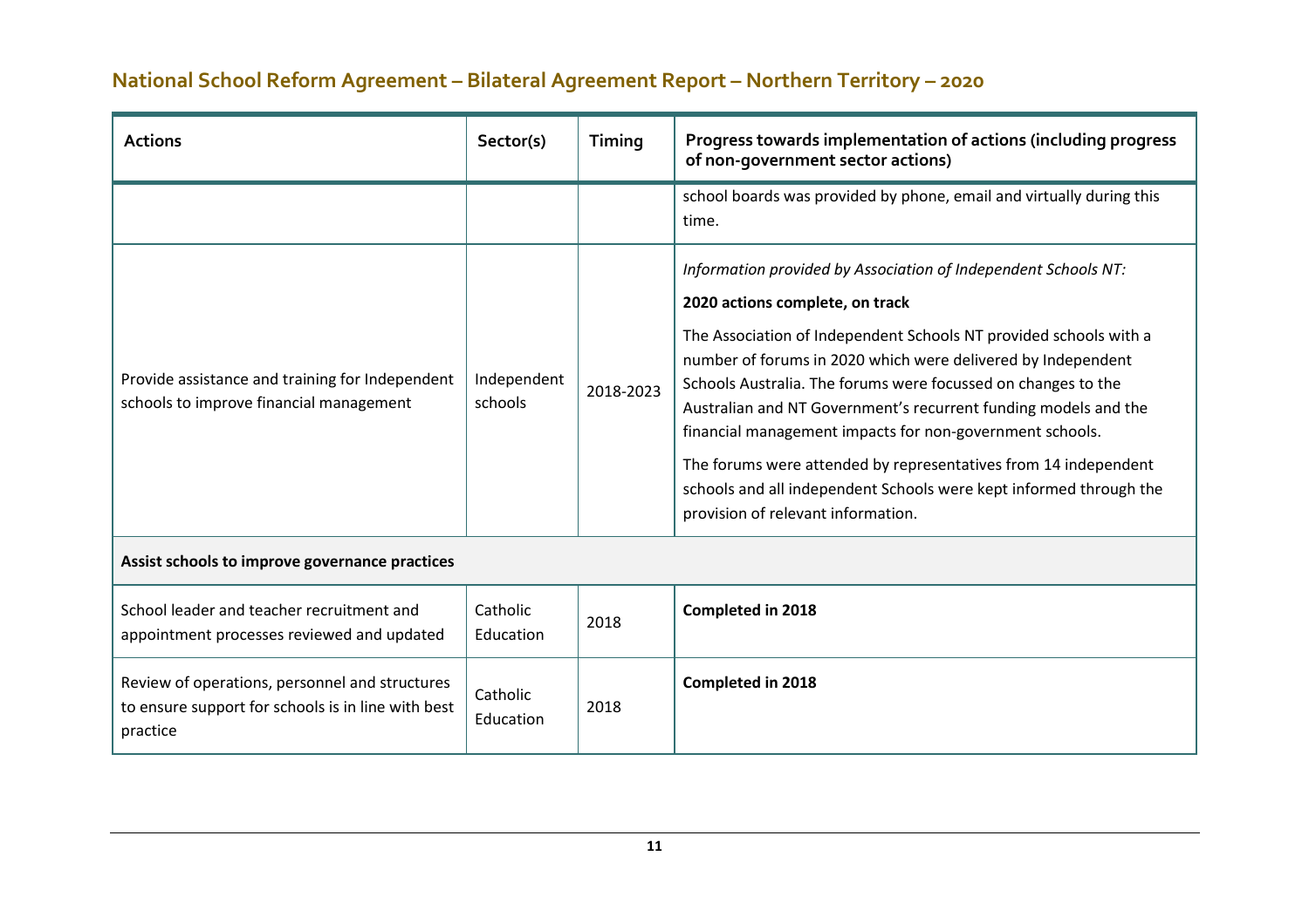## National School Reform Agreement – Bilateral Agreement Report – Northern Territory – 2020

| Actions | Sector(s) | Timing | Progress towards implementation of actions (including progress of non-government sector actions) |
|---|---|---|---|
| | | | school boards was provided by phone, email and virtually during this time. |
| Provide assistance and training for Independent schools to improve financial management | Independent schools | 2018-2023 | *Information provided by Association of Independent Schools NT:*<br><br>**2020 actions complete, on track**<br><br>The Association of Independent Schools NT provided schools with a number of forums in 2020 which were delivered by Independent Schools Australia. The forums were focussed on changes to the Australian and NT Government's recurrent funding models and the financial management impacts for non-government schools.<br><br>The forums were attended by representatives from 14 independent schools and all independent Schools were kept informed through the provision of relevant information. |
| **Assist schools to improve governance practices** | | | |
| School leader and teacher recruitment and appointment processes reviewed and updated | Catholic Education | 2018 | **Completed in 2018** |
| Review of operations, personnel and structures to ensure support for schools is in line with best practice | Catholic Education | 2018 | **Completed in 2018** |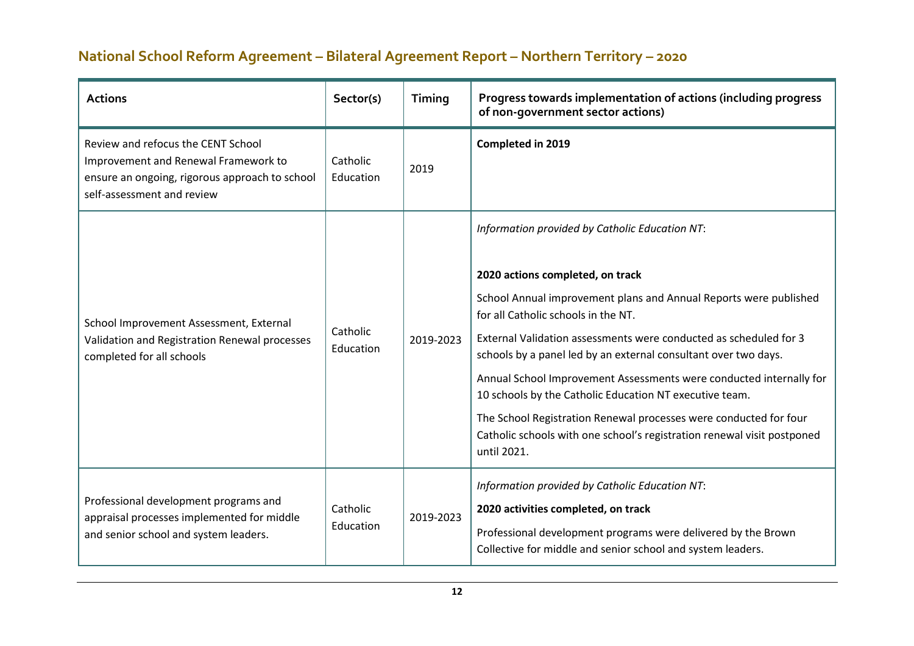## National School Reform Agreement – Bilateral Agreement Report – Northern Territory – 2020

| Actions | Sector(s) | Timing | Progress towards implementation of actions (including progress of non-government sector actions) |
|---|---|---|---|
| Review and refocus the CENT School Improvement and Renewal Framework to ensure an ongoing, rigorous approach to school self-assessment and review | Catholic Education | 2019 | **Completed in 2019** |
| School Improvement Assessment, External Validation and Registration Renewal processes completed for all schools | Catholic Education | 2019-2023 | *Information provided by Catholic Education NT*:<br><br>**2020 actions completed, on track**<br><br>School Annual improvement plans and Annual Reports were published for all Catholic schools in the NT.<br><br>External Validation assessments were conducted as scheduled for 3 schools by a panel led by an external consultant over two days.<br><br>Annual School Improvement Assessments were conducted internally for 10 schools by the Catholic Education NT executive team.<br><br>The School Registration Renewal processes were conducted for four Catholic schools with one school's registration renewal visit postponed until 2021. |
| Professional development programs and appraisal processes implemented for middle and senior school and system leaders. | Catholic Education | 2019-2023 | *Information provided by Catholic Education NT*:<br><br>**2020 activities completed, on track**<br><br>Professional development programs were delivered by the Brown Collective for middle and senior school and system leaders. |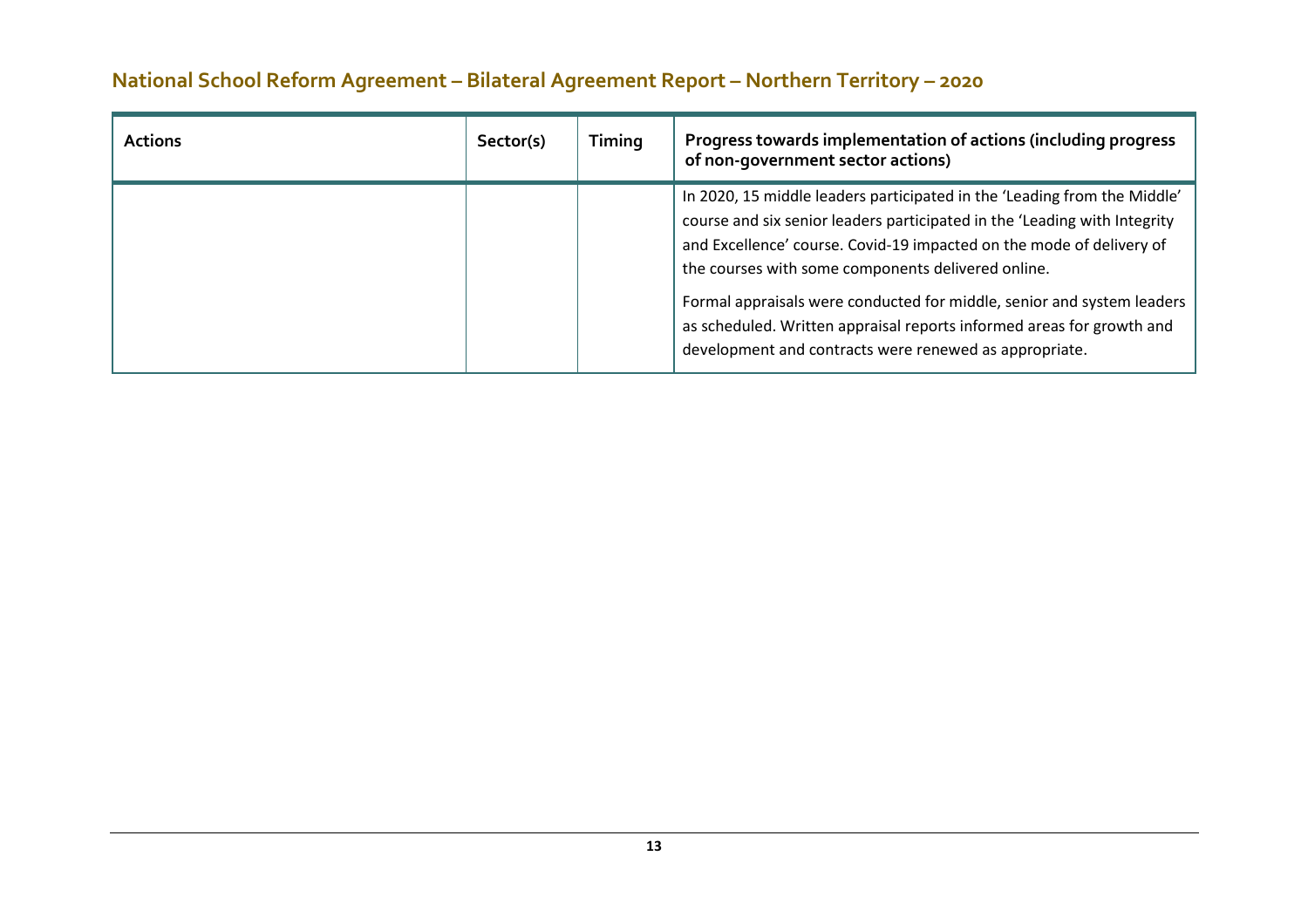## National School Reform Agreement – Bilateral Agreement Report – Northern Territory – 2020

| Actions | Sector(s) | Timing | Progress towards implementation of actions (including progress of non-government sector actions) |
|---|---|---|---|
| | | | In 2020, 15 middle leaders participated in the 'Leading from the Middle' course and six senior leaders participated in the 'Leading with Integrity and Excellence' course. Covid-19 impacted on the mode of delivery of the courses with some components delivered online.<br><br>Formal appraisals were conducted for middle, senior and system leaders as scheduled. Written appraisal reports informed areas for growth and development and contracts were renewed as appropriate. |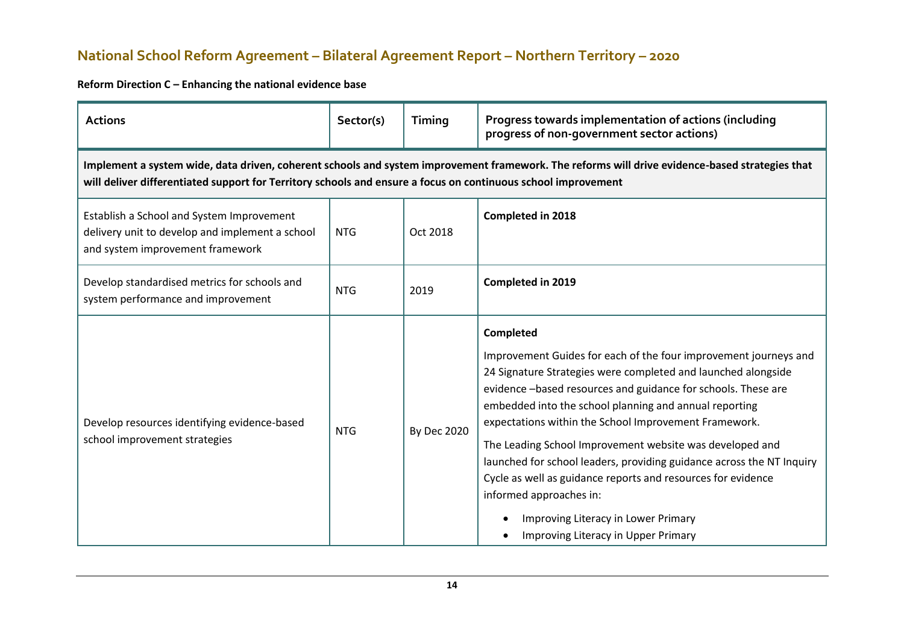## National School Reform Agreement – Bilateral Agreement Report – Northern Territory – 2020

**Reform Direction C – Enhancing the national evidence base**

| Actions | Sector(s) | Timing | Progress towards implementation of actions (including progress of non-government sector actions) |
|---|---|---|---|
| **Implement a system wide, data driven, coherent schools and system improvement framework. The reforms will drive evidence-based strategies that will deliver differentiated support for Territory schools and ensure a focus on continuous school improvement** | | | |
| Establish a School and System Improvement delivery unit to develop and implement a school and system improvement framework | NTG | Oct 2018 | **Completed in 2018** |
| Develop standardised metrics for schools and system performance and improvement | NTG | 2019 | **Completed in 2019** |
| Develop resources identifying evidence-based school improvement strategies | NTG | By Dec 2020 | **Completed**<br><br>Improvement Guides for each of the four improvement journeys and 24 Signature Strategies were completed and launched alongside evidence –based resources and guidance for schools. These are embedded into the school planning and annual reporting expectations within the School Improvement Framework.<br><br>The Leading School Improvement website was developed and launched for school leaders, providing guidance across the NT Inquiry Cycle as well as guidance reports and resources for evidence informed approaches in:<br><br>• Improving Literacy in Lower Primary<br>• Improving Literacy in Upper Primary |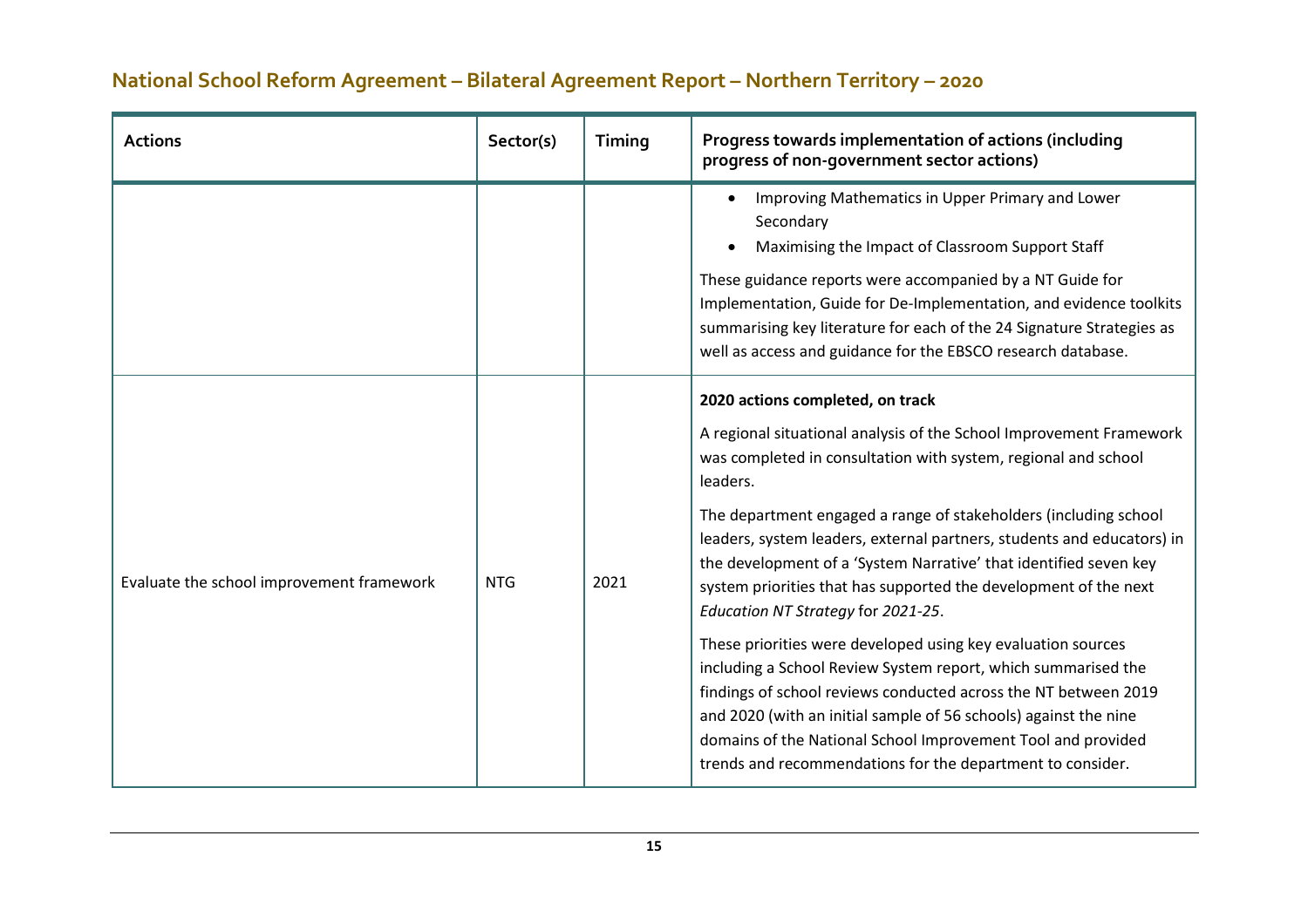| Actions | Sector(s) | Timing | Progress towards implementation of actions (including progress of non-government sector actions) |
|---|---|---|---|
| | | | • Improving Mathematics in Upper Primary and Lower Secondary<br>• Maximising the Impact of Classroom Support Staff<br><br>These guidance reports were accompanied by a NT Guide for Implementation, Guide for De-Implementation, and evidence toolkits summarising key literature for each of the 24 Signature Strategies as well as access and guidance for the EBSCO research database. |
| Evaluate the school improvement framework | NTG | 2021 | **2020 actions completed, on track**<br><br>A regional situational analysis of the School Improvement Framework was completed in consultation with system, regional and school leaders.<br><br>The department engaged a range of stakeholders (including school leaders, system leaders, external partners, students and educators) in the development of a 'System Narrative' that identified seven key system priorities that has supported the development of the next *Education NT Strategy* for *2021-25*.<br><br>These priorities were developed using key evaluation sources including a School Review System report, which summarised the findings of school reviews conducted across the NT between 2019 and 2020 (with an initial sample of 56 schools) against the nine domains of the National School Improvement Tool and provided trends and recommendations for the department to consider. |